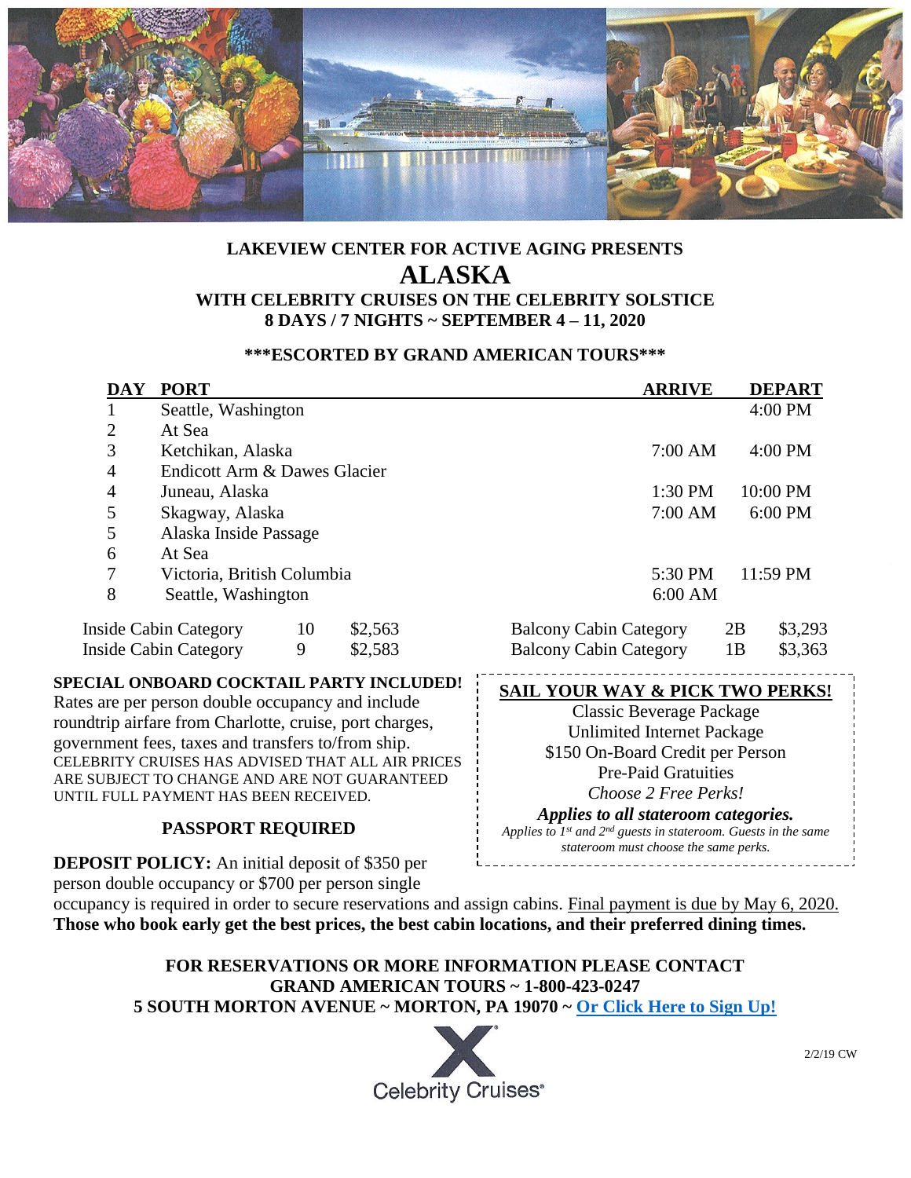**LAKEVIEW CENTER FOR ACTIVE AGING PRESENTS**

# ALASKA

**WITH CELEBRITY CRUISES ON THE CELEBRITY SOLSTICE**
**8 DAYS / 7 NIGHTS ~ SEPTEMBER 4 – 11, 2020**

**\*\*\*ESCORTED BY GRAND AMERICAN TOURS\*\*\***

| DAY | PORT | ARRIVE | DEPART |
|---|---|---|---|
| 1 | Seattle, Washington | | 4:00 PM |
| 2 | At Sea | | |
| 3 | Ketchikan, Alaska | 7:00 AM | 4:00 PM |
| 4 | Endicott Arm & Dawes Glacier | | |
| 4 | Juneau, Alaska | 1:30 PM | 10:00 PM |
| 5 | Skagway, Alaska | 7:00 AM | 6:00 PM |
| 5 | Alaska Inside Passage | | |
| 6 | At Sea | | |
| 7 | Victoria, British Columbia | 5:30 PM | 11:59 PM |
| 8 | Seattle, Washington | 6:00 AM | |

| Cabin | Category | Price |
|---|---|---|
| Inside Cabin Category | 10 | $2,563 |
| Inside Cabin Category | 9 | $2,583 |
| Balcony Cabin Category | 2B | $3,293 |
| Balcony Cabin Category | 1B | $3,363 |

**SPECIAL ONBOARD COCKTAIL PARTY INCLUDED!**
Rates are per person double occupancy and include roundtrip airfare from Charlotte, cruise, port charges, government fees, taxes and transfers to/from ship.
CELEBRITY CRUISES HAS ADVISED THAT ALL AIR PRICES ARE SUBJECT TO CHANGE AND ARE NOT GUARANTEED UNTIL FULL PAYMENT HAS BEEN RECEIVED.

**PASSPORT REQUIRED**

**SAIL YOUR WAY & PICK TWO PERKS!**

Classic Beverage Package
Unlimited Internet Package
$150 On-Board Credit per Person
Pre-Paid Gratuities
*Choose 2 Free Perks!*

***Applies to all stateroom categories.***
*Applies to 1st and 2nd guests in stateroom. Guests in the same stateroom must choose the same perks.*

**DEPOSIT POLICY:** An initial deposit of $350 per person double occupancy or $700 per person single occupancy is required in order to secure reservations and assign cabins. Final payment is due by May 6, 2020.
**Those who book early get the best prices, the best cabin locations, and their preferred dining times.**

**FOR RESERVATIONS OR MORE INFORMATION PLEASE CONTACT**
**GRAND AMERICAN TOURS ~ 1-800-423-0247**
**5 SOUTH MORTON AVENUE ~ MORTON, PA 19070 ~ Or Click Here to Sign Up!**

Celebrity Cruises®

2/2/19 CW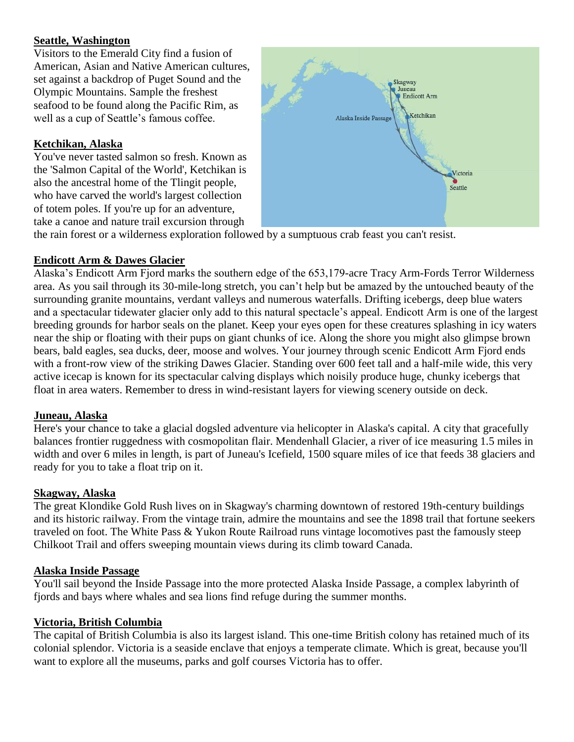**Seattle, Washington**

Visitors to the Emerald City find a fusion of American, Asian and Native American cultures, set against a backdrop of Puget Sound and the Olympic Mountains. Sample the freshest seafood to be found along the Pacific Rim, as well as a cup of Seattle's famous coffee.

**Ketchikan, Alaska**

You've never tasted salmon so fresh. Known as the 'Salmon Capital of the World', Ketchikan is also the ancestral home of the Tlingit people, who have carved the world's largest collection of totem poles. If you're up for an adventure, take a canoe and nature trail excursion through the rain forest or a wilderness exploration followed by a sumptuous crab feast you can't resist.

**Endicott Arm & Dawes Glacier**

Alaska's Endicott Arm Fjord marks the southern edge of the 653,179-acre Tracy Arm-Fords Terror Wilderness area. As you sail through its 30-mile-long stretch, you can't help but be amazed by the untouched beauty of the surrounding granite mountains, verdant valleys and numerous waterfalls. Drifting icebergs, deep blue waters and a spectacular tidewater glacier only add to this natural spectacle's appeal. Endicott Arm is one of the largest breeding grounds for harbor seals on the planet. Keep your eyes open for these creatures splashing in icy waters near the ship or floating with their pups on giant chunks of ice. Along the shore you might also glimpse brown bears, bald eagles, sea ducks, deer, moose and wolves. Your journey through scenic Endicott Arm Fjord ends with a front-row view of the striking Dawes Glacier. Standing over 600 feet tall and a half-mile wide, this very active icecap is known for its spectacular calving displays which noisily produce huge, chunky icebergs that float in area waters. Remember to dress in wind-resistant layers for viewing scenery outside on deck.

**Juneau, Alaska**

Here's your chance to take a glacial dogsled adventure via helicopter in Alaska's capital. A city that gracefully balances frontier ruggedness with cosmopolitan flair. Mendenhall Glacier, a river of ice measuring 1.5 miles in width and over 6 miles in length, is part of Juneau's Icefield, 1500 square miles of ice that feeds 38 glaciers and ready for you to take a float trip on it.

**Skagway, Alaska**

The great Klondike Gold Rush lives on in Skagway's charming downtown of restored 19th-century buildings and its historic railway. From the vintage train, admire the mountains and see the 1898 trail that fortune seekers traveled on foot. The White Pass & Yukon Route Railroad runs vintage locomotives past the famously steep Chilkoot Trail and offers sweeping mountain views during its climb toward Canada.

**Alaska Inside Passage**

You'll sail beyond the Inside Passage into the more protected Alaska Inside Passage, a complex labyrinth of fjords and bays where whales and sea lions find refuge during the summer months.

**Victoria, British Columbia**

The capital of British Columbia is also its largest island. This one-time British colony has retained much of its colonial splendor. Victoria is a seaside enclave that enjoys a temperate climate. Which is great, because you'll want to explore all the museums, parks and golf courses Victoria has to offer.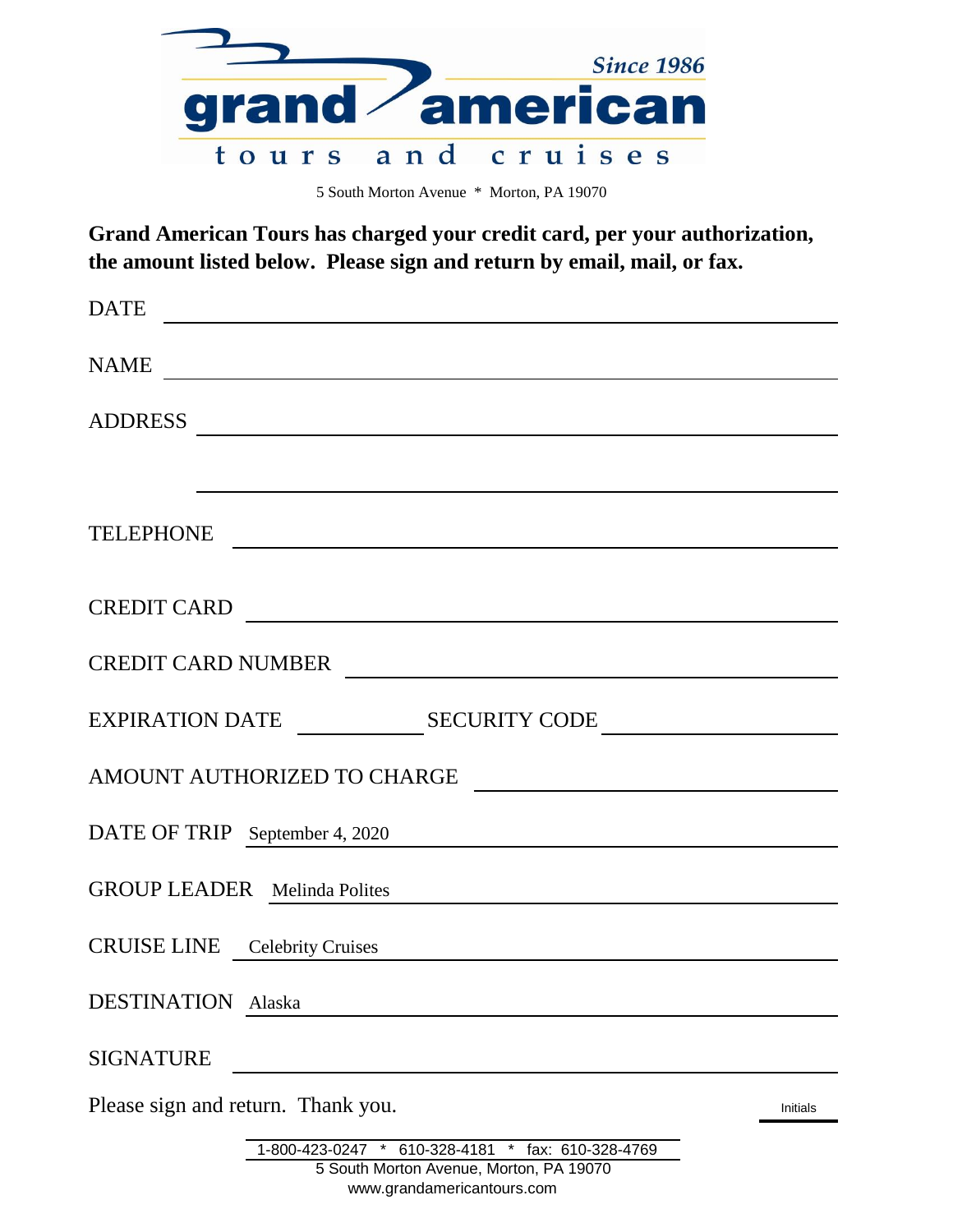grand american

Since 1986

tours and cruises

5 South Morton Avenue * Morton, PA 19070

**Grand American Tours has charged your credit card, per your authorization, the amount listed below. Please sign and return by email, mail, or fax.**

DATE ______________________

NAME ______________________

ADDRESS ______________________

______________________

TELEPHONE ______________________

CREDIT CARD ______________________

CREDIT CARD NUMBER ______________________

EXPIRATION DATE ____________ SECURITY CODE ____________

AMOUNT AUTHORIZED TO CHARGE ______________________

DATE OF TRIP September 4, 2020

GROUP LEADER Melinda Polites

CRUISE LINE Celebrity Cruises

DESTINATION Alaska

SIGNATURE ______________________

Please sign and return. Thank you.

Initials ________

1-800-423-0247 * 610-328-4181 * fax: 610-328-4769
5 South Morton Avenue, Morton, PA 19070
www.grandamericantours.com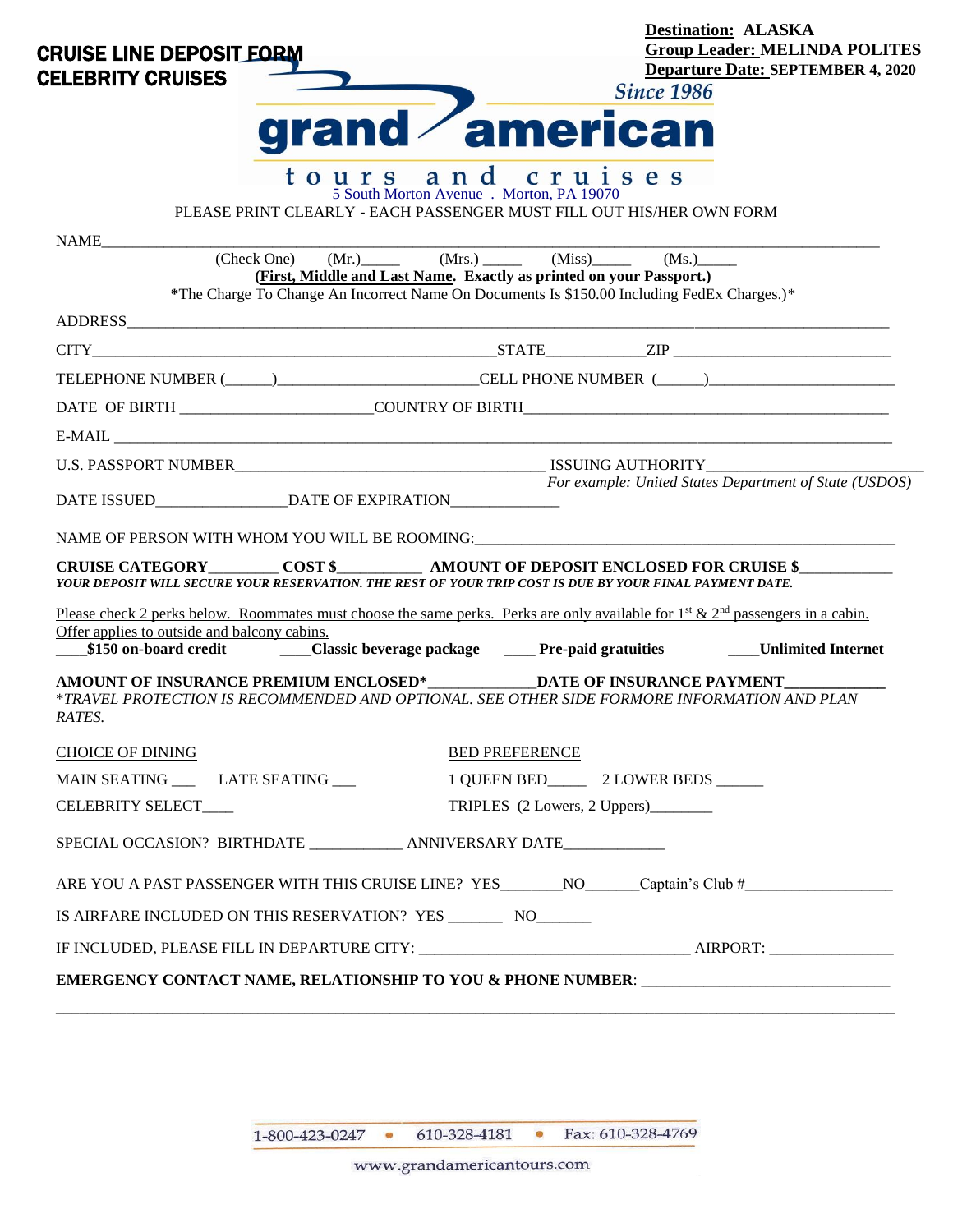**CRUISE LINE DEPOSIT FORM**
**CELEBRITY CRUISES**

**Destination:** ALASKA
**Group Leader:** MELINDA POLITES
**Departure Date:** SEPTEMBER 4, 2020

Since 1986

# grand american

tours and cruises

5 South Morton Avenue . Morton, PA 19070

PLEASE PRINT CLEARLY - EACH PASSENGER MUST FILL OUT HIS/HER OWN FORM

NAME________________________________________________________________________________

(Check One) (Mr.)_____ (Mrs.) _____ (Miss)_____ (Ms.)_____

**(First, Middle and Last Name. Exactly as printed on your Passport.)**

***The Charge To Change An Incorrect Name On Documents Is $150.00 Including FedEx Charges.)***

ADDRESS________________________________________________________________________________

CITY____________________________________________STATE___________ZIP ________________________

TELEPHONE NUMBER (_____)______________________CELL PHONE NUMBER (_____)______________________

DATE OF BIRTH ______________________COUNTRY OF BIRTH____________________________________________

E-MAIL ________________________________________________________________________________

U.S. PASSPORT NUMBER____________________________________ ISSUING AUTHORITY________________________

*For example: United States Department of State (USDOS)*

DATE ISSUED________________DATE OF EXPIRATION_____________

NAME OF PERSON WITH WHOM YOU WILL BE ROOMING:_______________________________________________

**CRUISE CATEGORY________ COST $__________ AMOUNT OF DEPOSIT ENCLOSED FOR CRUISE $___________**

***YOUR DEPOSIT WILL SECURE YOUR RESERVATION. THE REST OF YOUR TRIP COST IS DUE BY YOUR FINAL PAYMENT DATE.***

Please check 2 perks below. Roommates must choose the same perks. Perks are only available for 1st & 2nd passengers in a cabin. Offer applies to outside and balcony cabins.

**____$150 on-board credit ____Classic beverage package ____ Pre-paid gratuities ____Unlimited Internet**

**AMOUNT OF INSURANCE PREMIUM ENCLOSED*_____________DATE OF INSURANCE PAYMENT____________**

**TRAVEL PROTECTION IS RECOMMENDED AND OPTIONAL. SEE OTHER SIDE FORMORE INFORMATION AND PLAN RATES.*

CHOICE OF DINING

MAIN SEATING ___ LATE SEATING ___

CELEBRITY SELECT____

BED PREFERENCE

1 QUEEN BED_____ 2 LOWER BEDS ______

TRIPLES (2 Lowers, 2 Uppers)________

SPECIAL OCCASION? BIRTHDATE ___________ ANNIVERSARY DATE____________

ARE YOU A PAST PASSENGER WITH THIS CRUISE LINE? YES_______NO______Captain's Club #__________________

IS AIRFARE INCLUDED ON THIS RESERVATION? YES _______ NO_______

IF INCLUDED, PLEASE FILL IN DEPARTURE CITY: _________________________________ AIRPORT: _______________

**EMERGENCY CONTACT NAME, RELATIONSHIP TO YOU & PHONE NUMBER**: ______________________________

________________________________________________________________________________________________

1-800-423-0247 • 610-328-4181 • Fax: 610-328-4769

www.grandamericantours.com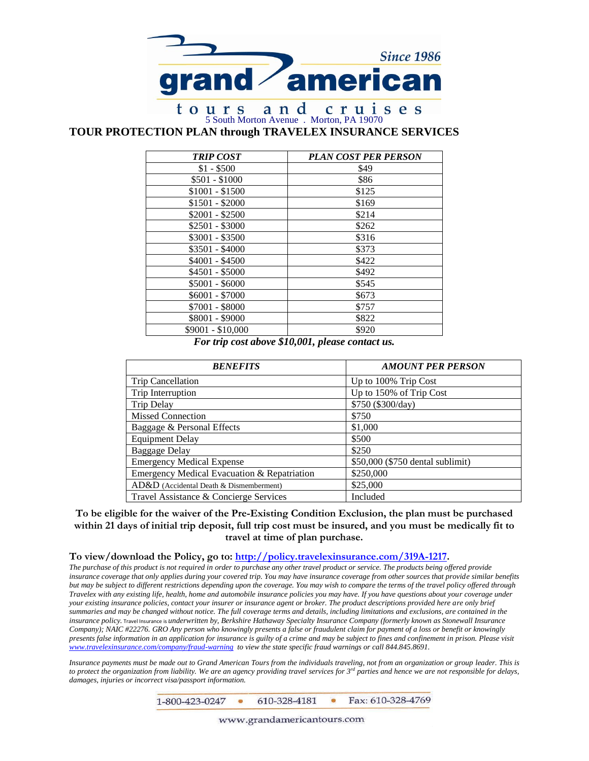# grand american

Since 1986

tours and cruises

5 South Morton Avenue . Morton, PA 19070

## TOUR PROTECTION PLAN through TRAVELEX INSURANCE SERVICES

| *TRIP COST* | *PLAN COST PER PERSON* |
|---|---|
| $1 - $500 | $49 |
| $501 - $1000 | $86 |
| $1001 - $1500 | $125 |
| $1501 - $2000 | $169 |
| $2001 - $2500 | $214 |
| $2501 - $3000 | $262 |
| $3001 - $3500 | $316 |
| $3501 - $4000 | $373 |
| $4001 - $4500 | $422 |
| $4501 - $5000 | $492 |
| $5001 - $6000 | $545 |
| $6001 - $7000 | $673 |
| $7001 - $8000 | $757 |
| $8001 - $9000 | $822 |
| $9001 - $10,000 | $920 |

***For trip cost above $10,001, please contact us.***

| *BENEFITS* | *AMOUNT PER PERSON* |
|---|---|
| Trip Cancellation | Up to 100% Trip Cost |
| Trip Interruption | Up to 150% of Trip Cost |
| Trip Delay | $750 ($300/day) |
| Missed Connection | $750 |
| Baggage & Personal Effects | $1,000 |
| Equipment Delay | $500 |
| Baggage Delay | $250 |
| Emergency Medical Expense | $50,000 ($750 dental sublimit) |
| Emergency Medical Evacuation & Repatriation | $250,000 |
| AD&D (Accidental Death & Dismemberment) | $25,000 |
| Travel Assistance & Concierge Services | Included |

**To be eligible for the waiver of the Pre-Existing Condition Exclusion, the plan must be purchased within 21 days of initial trip deposit, full trip cost must be insured, and you must be medically fit to travel at time of plan purchase.**

**To view/download the Policy, go to: http://policy.travelexinsurance.com/319A-1217.**

*The purchase of this product is not required in order to purchase any other travel product or service. The products being offered provide insurance coverage that only applies during your covered trip. You may have insurance coverage from other sources that provide similar benefits but may be subject to different restrictions depending upon the coverage. You may wish to compare the terms of the travel policy offered through Travelex with any existing life, health, home and automobile insurance policies you may have. If you have questions about your coverage under your existing insurance policies, contact your insurer or insurance agent or broker. The product descriptions provided here are only brief summaries and may be changed without notice. The full coverage terms and details, including limitations and exclusions, are contained in the insurance policy.* Travel Insurance is *underwritten by, Berkshire Hathaway Specialty Insurance Company (formerly known as Stonewall Insurance Company); NAIC #22276. GRO Any person who knowingly presents a false or fraudulent claim for payment of a loss or benefit or knowingly presents false information in an application for insurance is guilty of a crime and may be subject to fines and confinement in prison. Please visit www.travelexinsurance.com/company/fraud-warning to view the state specific fraud warnings or call 844.845.8691.*

*Insurance payments must be made out to Grand American Tours from the individuals traveling, not from an organization or group leader. This is to protect the organization from liability. We are an agency providing travel services for 3rd parties and hence we are not responsible for delays, damages, injuries or incorrect visa/passport information.*

1-800-423-0247 • 610-328-4181 • Fax: 610-328-4769

www.grandamericantours.com